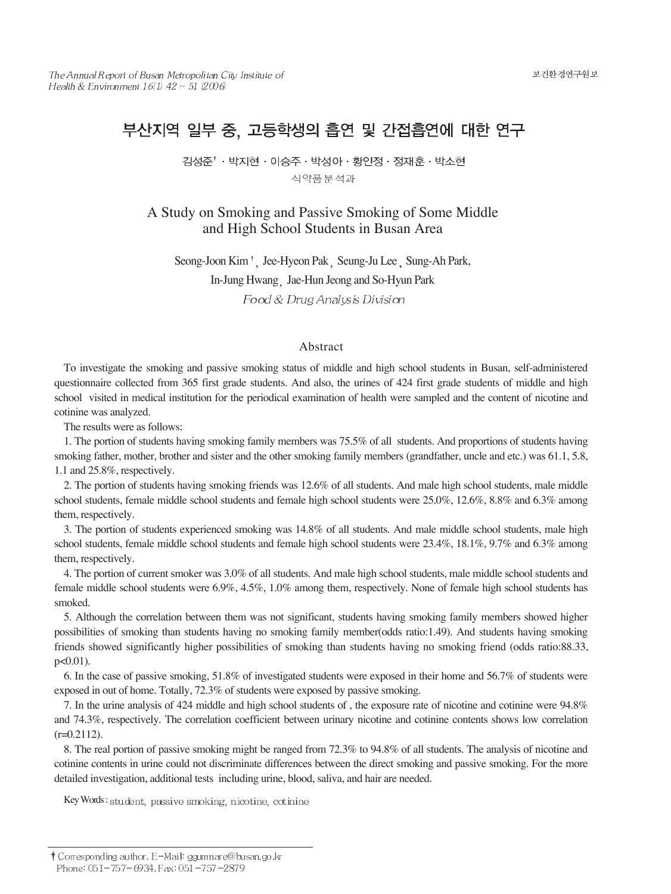# 부산지역 일부 중, 고등학생의 흡연 및 간접흡연에 대한 연구

김성준† · 박지현 · 이승주 · 박성아 · 황인정 · 정재훈 · 박소현

식약품분석과

## A Study on Smoking and Passive Smoking of Some Middle and High School Students in Busan Area

Seong-Joon Kim†, Jee-Hyeon Pak, Seung-Ju Lee, Sung-Ah Park, In-Jung Hwang, Jae-Hun Jeong and So-Hyun Park

*Food & Drug Analysis Division*

### Abstract

To investigate the smoking and passive smoking status of middle and high school students in Busan, self-administered questionnaire collected from 365 first grade students. And also, the urines of 424 first grade students of middle and high school visited in medical institution for the periodical examination of health were sampled and the content of nicotine and cotinine was analyzed.

The results were as follows:

1. The portion of students having smoking family members was 75.5% of all students. And proportions of students having smoking father, mother, brother and sister and the other smoking family members (grandfather, uncle and etc.) was 61.1, 5.8, 1.1 and 25.8%, respectively.
2. The portion of students having smoking friends was 12.6% of all students. And male high school students, male middle school students, female middle school students and female high school students were 25.0%, 12.6%, 8.8% and 6.3% among them, respectively.
3. The portion of students experienced smoking was 14.8% of all students. And male middle school students, male high school students, female middle school students and female high school students were 23.4%, 18.1%, 9.7% and 6.3% among them, respectively.
4. The portion of current smoker was 3.0% of all students. And male high school students, male middle school students and female middle school students were 6.9%, 4.5%, 1.0% among them, respectively. None of female high school students has smoked.
5. Although the correlation between them was not significant, students having smoking family members showed higher possibilities of smoking than students having no smoking family member(odds ratio:1.49). And students having smoking friends showed significantly higher possibilities of smoking than students having no smoking friend (odds ratio:88.33, $p<0.01$).
6. In the case of passive smoking, 51.8% of investigated students were exposed in their home and 56.7% of students were exposed in out of home. Totally, 72.3% of students were exposed by passive smoking.
7. In the urine analysis of 424 middle and high school students of , the exposure rate of nicotine and cotinine were 94.8% and 74.3%, respectively. The correlation coefficient between urinary nicotine and cotinine contents shows low correlation ($r=0.2112$).
8. The real portion of passive smoking might be ranged from 72.3% to 94.8% of all students. The analysis of nicotine and cotinine contents in urine could not discriminate differences between the direct smoking and passive smoking. For the more detailed investigation, additional tests including urine, blood, saliva, and hair are needed.

Key Words : student, passive smoking, nicotine, cotinine

† Corresponding author. E-Mail: ggumnare@busan.go.kr
Phone: 051-757-6934, Fax: 051-757-2879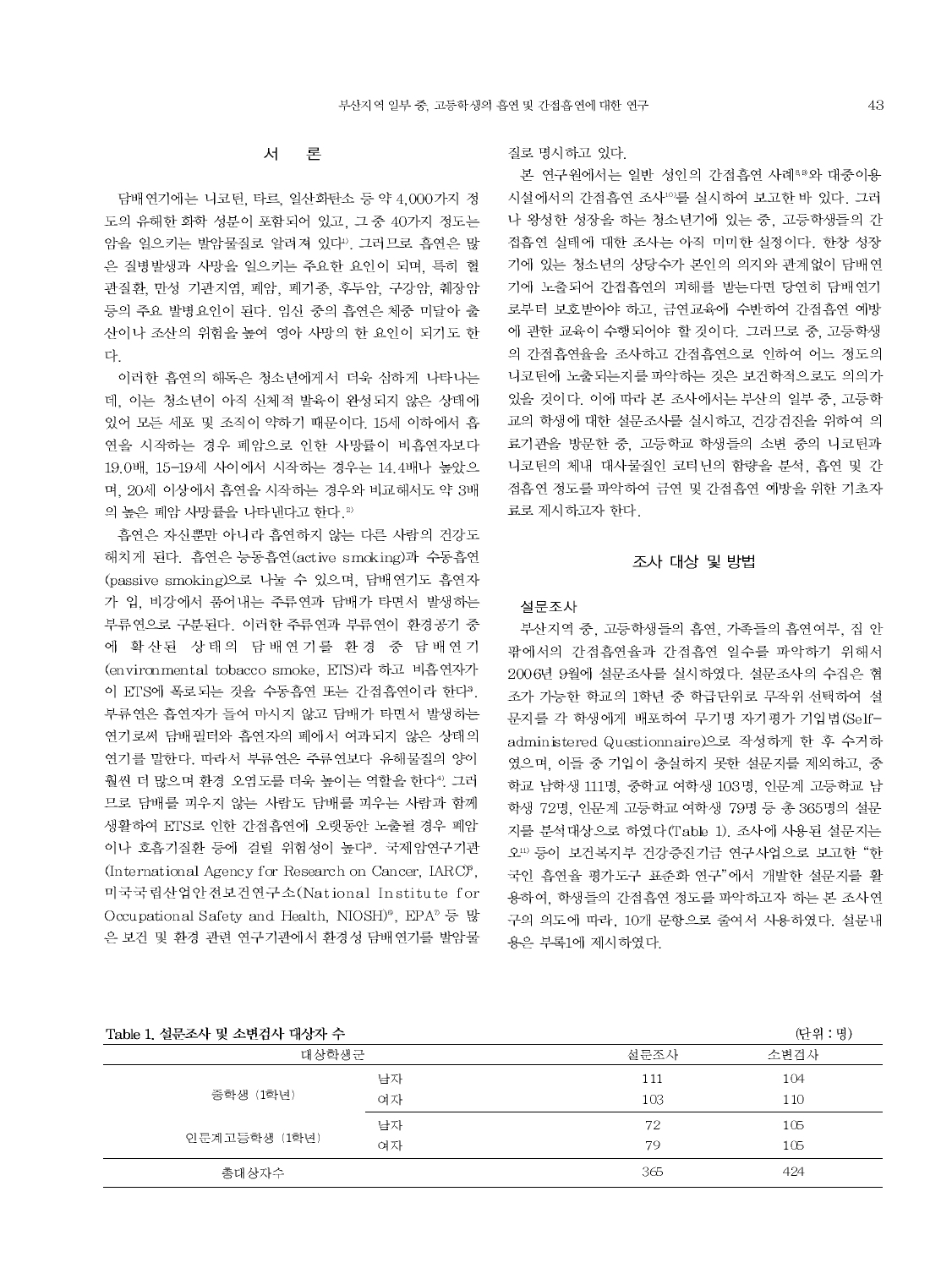## 서 론

담배연기에는 니코틴, 타르, 일산화탄소 등 약 4,000가지 정도의 유해한 화학 성분이 포함되어 있고, 그 중 40가지 정도는 암을 일으키는 발암물질로 알려져 있다[1]. 그러므로 흡연은 많은 질병발생과 사망을 일으키는 주요한 요인이 되며, 특히 혈관질환, 만성 기관지염, 폐암, 폐기종, 후두암, 구강암, 췌장암 등의 주요 발병요인이 된다. 임신 중의 흡연은 체중 미달아 출산이나 조산의 위험을 높여 영아 사망의 한 요인이 되기도 한다.

이러한 흡연의 해독은 청소년에게서 더욱 심하게 나타나는데, 이는 청소년이 아직 신체적 발육이 완성되지 않은 상태에 있어 모든 세포 및 조직이 약하기 때문이다. 15세 이하에서 흡연을 시작하는 경우 폐암으로 인한 사망률이 비흡연자보다 19.0배, 15-19세 사이에서 시작하는 경우는 14.4배나 높았으며, 20세 이상에서 흡연을 시작하는 경우와 비교해서도 약 3배의 높은 폐암 사망률을 나타낸다고 한다.[2]

흡연은 자신뿐만 아니라 흡연하지 않는 다른 사람의 건강도 해치게 된다. 흡연은 능동흡연(active smoking)과 수동흡연(passive smoking)으로 나눌 수 있으며, 담배연기도 흡연자가 입, 비강에서 품어내는 주류연과 담배가 타면서 발생하는 부류연으로 구분된다. 이러한 주류연과 부류연이 환경공기 중에 확산된 상태의 담배연기를 환경 중 담배연기(environmental tobacco smoke, ETS)라 하고 비흡연자가 이 ETS에 폭로되는 것을 수동흡연 또는 간접흡연이라 한다[3]. 부류연은 흡연자가 들여 마시지 않고 담배가 타면서 발생하는 연기로써 담배필터와 흡연자의 폐에서 여과되지 않은 상태의 연기를 말한다. 따라서 부류연은 주류연보다 유해물질의 양이 훨씬 더 많으며 환경 오염도를 더욱 높이는 역할을 한다[4]. 그러므로 담배를 피우지 않는 사람도 담배를 피우는 사람과 함께 생활하여 ETS로 인한 간접흡연에 오랫동안 노출될 경우 폐암이나 호흡기질환 등에 걸릴 위험성이 높다[3]. 국제암연구기관(International Agency for Research on Cancer, IARC)[5], 미국국립산업안전보건연구소(National Institute for Occupational Safety and Health, NIOSH)[6], EPA[7] 등 많은 보건 및 환경 관련 연구기관에서 환경성 담배연기를 발암물질로 명시하고 있다.

본 연구원에서는 일반 성인의 간접흡연 사례[8,9]와 대중이용시설에서의 간접흡연 조사[10]를 실시하여 보고한 바 있다. 그러나 왕성한 성장을 하는 청소년기에 있는 중, 고등학생들의 간접흡연 실태에 대한 조사는 아직 미미한 실정이다. 한창 성장기에 있는 청소년의 상당수가 본인의 의지와 관계없이 담배연기에 노출되어 간접흡연의 피해를 받는다면 당연히 담배연기로부터 보호받아야 하고, 금연교육에 수반하여 간접흡연 예방에 관한 교육이 수행되어야 할 것이다. 그러므로 중, 고등학생의 간접흡연율을 조사하고 간접흡연으로 인하여 어느 정도의 니코틴에 노출되는지를 파악하는 것은 보건학적으로도 의의가 있을 것이다. 이에 따라 본 조사에서는 부산의 일부 중, 고등학교의 학생에 대한 설문조사를 실시하고, 건강검진을 위하여 의료기관을 방문한 중, 고등학교 학생들의 소변 중의 니코틴과 니코틴의 체내 대사물질인 코티닌의 함량을 분석, 흡연 및 간접흡연 정도를 파악하여 금연 및 간접흡연 예방을 위한 기초자료로 제시하고자 한다.

## 조사 대상 및 방법

### 설문조사

부산지역 중, 고등학생들의 흡연, 가족들의 흡연여부, 집 안팎에서의 간접흡연율과 간접흡연 일수를 파악하기 위해서 2006년 9월에 설문조사를 실시하였다. 설문조사의 수집은 협조가 가능한 학교의 1학년 중 학급단위로 무작위 선택하여 설문지를 각 학생에게 배포하여 무기명 자기평가 기입법(Self-administered Questionnaire)으로 작성하게 한 후 수거하였으며, 이들 중 기입이 충실하지 못한 설문지를 제외하고, 중학교 남학생 111명, 중학교 여학생 103명, 인문계 고등학교 남학생 72명, 인문계 고등학교 여학생 79명 등 총 365명의 설문지를 분석대상으로 하였다(Table 1). 조사에 사용된 설문지는 오[11] 등이 보건복지부 건강증진기금 연구사업으로 보고한 "한국인 흡연율 평가도구 표준화 연구"에서 개발한 설문지를 활용하여, 학생들의 간접흡연 정도를 파악하고자 하는 본 조사연구의 의도에 따라, 10개 문항으로 줄여서 사용하였다. 설문내용은 부록1에 제시하였다.

**Table 1. 설문조사 및 소변검사 대상자 수** (단위 : 명)

| 대상학생군 | | 설문조사 | 소변검사 |
|---|---|---|---|
| 중학생 (1학년) | 남자 | 111 | 104 |
| | 여자 | 103 | 110 |
| 인문계고등학생 (1학년) | 남자 | 72 | 105 |
| | 여자 | 79 | 105 |
| 총대상자수 | | 365 | 424 |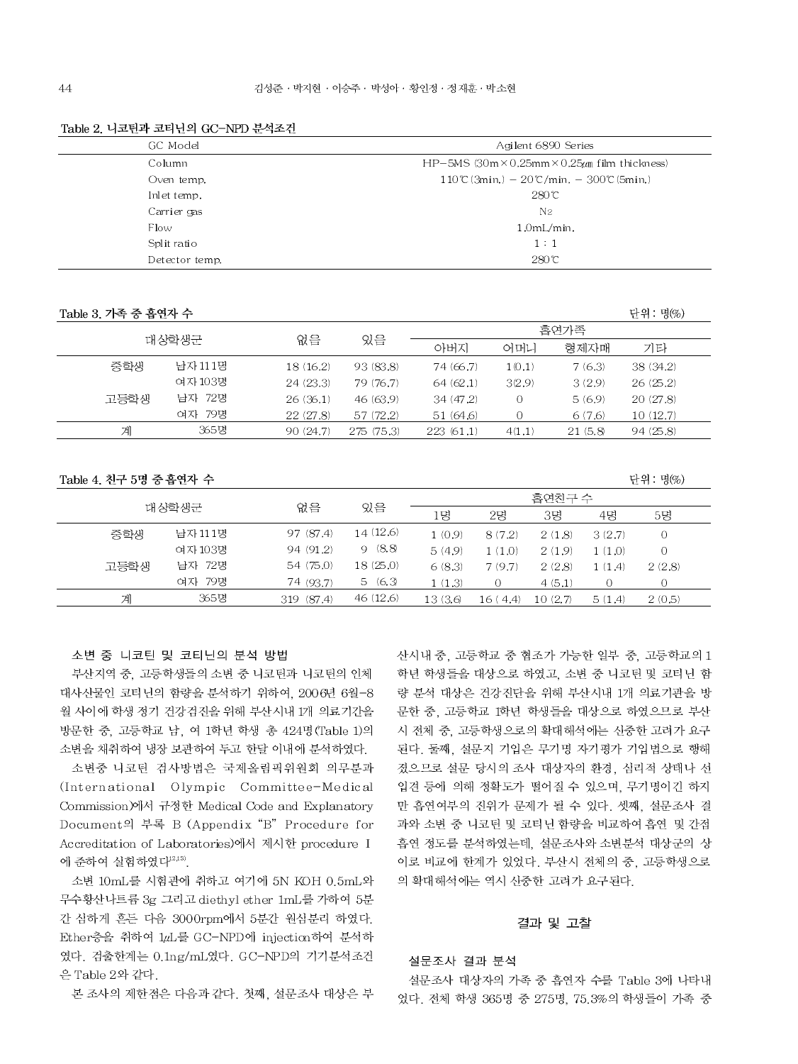Table 2. 니코틴과 코티닌의 GC-NPD 분석조건

| GC Model | Agilent 6890 Series |
|---|---|
| Column | HP-5MS (30m × 0.25mm × 0.25㎛ film thickness) |
| Oven temp. | 110℃ (3min.) − 20℃/min. − 300℃ (5min.) |
| Inlet temp. | 280℃ |
| Carrier gas | $N_2$ |
| Flow | 1.0mL/min. |
| Split ratio | 1 : 1 |
| Detector temp. | 280℃ |

Table 3. 가족 중 흡연자 수

단위 : 명(%)

| 대상학생군 | | 없음 | 있음 | 흡연가족 | | | |
|---|---|---|---|---|---|---|---|
| | | | | 아버지 | 어머니 | 형제자매 | 기타 |
| 중학생 | 남자 111명 | 18 (16.2) | 93 (83.8) | 74 (66.7) | 1(0.1) | 7 (6.3) | 38 (34.2) |
| | 여자 103명 | 24 (23.3) | 79 (76.7) | 64 (62.1) | 3(2.9) | 3 (2.9) | 26 (25.2) |
| 고등학생 | 남자 72명 | 26 (36.1) | 46 (63.9) | 34 (47.2) | 0 | 5 (6.9) | 20 (27.8) |
| | 여자 79명 | 22 (27.8) | 57 (72.2) | 51 (64.6) | 0 | 6 (7.6) | 10 (12.7) |
| 계 | 365명 | 90 (24.7) | 275 (75.3) | 223 (61.1) | 4(1.1) | 21 (5.8) | 94 (25.8) |

Table 4. 친구 5명 중 흡연자 수

단위 : 명(%)

| 대상학생군 | | 없음 | 있음 | 흡연친구 수 | | | | |
|---|---|---|---|---|---|---|---|---|
| | | | | 1명 | 2명 | 3명 | 4명 | 5명 |
| 중학생 | 남자 111명 | 97 (87.4) | 14 (12.6) | 1 (0.9) | 8 (7.2) | 2 (1.8) | 3 (2.7) | 0 |
| | 여자 103명 | 94 (91.2) | 9 (8.8) | 5 (4.9) | 1 (1.0) | 2 (1.9) | 1 (1.0) | 0 |
| 고등학생 | 남자 72명 | 54 (75.0) | 18 (25.0) | 6 (8.3) | 7 (9.7) | 2 (2.8) | 1 (1.4) | 2 (2.8) |
| | 여자 79명 | 74 (93.7) | 5 (6.3) | 1 (1.3) | 0 | 4 (5.1) | 0 | 0 |
| 계 | 365명 | 319 (87.4) | 46 (12.6) | 13 (3.6) | 16 (4.4) | 10 (2.7) | 5 (1.4) | 2 (0.5) |

### 소변 중 니코틴 및 코티닌의 분석 방법

부산지역 중, 고등학생들의 소변 중 니코틴과 니코틴의 인체 대사산물인 코티닌의 함량을 분석하기 위하여, 2006년 6월-8월 사이에 학생 정기 건강검진을 위해 부산시내 1개 의료기관을 방문한 중, 고등학교 남, 여 1학년 학생 총 424명(Table 1)의 소변을 채취하여 냉장 보관하여 두고 한달 이내에 분석하였다.

소변중 니코틴 검사방법은 국제올림픽위원회 의무분과(International Olympic Committee-Medical Commission)에서 규정한 Medical Code and Explanatory Document의 부록 B (Appendix "B" Procedure for Accreditation of Laboratories)에서 제시한 procedure I에 준하여 실험하였다[12,13].

소변 10mL를 시험관에 취하고 여기에 5N KOH 0.5mL와 무수황산나트륨 3g 그리고 diethyl ether 1mL를 가하여 5분간 심하게 흔든 다음 3000rpm에서 5분간 원심분리 하였다. Ether층을 취하여 1㎕를 GC-NPD에 injection하여 분석하였다. 검출한계는 0.1ng/mL였다. GC-NPD의 기기분석조건은 Table 2와 같다.

본 조사의 제한점은 다음과 같다. 첫째, 설문조사 대상은 부산시내 중, 고등학교 중 협조가 가능한 일부 중, 고등학교의 1학년 학생들을 대상으로 하였고, 소변 중 니코틴 및 코티닌 함량 분석 대상은 건강진단을 위해 부산시내 1개 의료기관을 방문한 중, 고등학교 1학년 학생들을 대상으로 하였으므로 부산시 전체 중, 고등학생으로의 확대해석에는 신중한 고려가 요구된다. 둘째, 설문지 기입은 무기명 자기평가 기입법으로 행해졌으므로 설문 당시의 조사 대상자의 환경, 심리적 상태나 선입견 등에 의해 정확도가 떨어질 수 있으며, 무기명이긴 하지만 흡연여부의 진위가 문제가 될 수 있다. 셋째, 설문조사 결과와 소변 중 니코틴 및 코티닌 함량을 비교하여 흡연 및 간접흡연 정도를 분석하였는데, 설문조사와 소변분석 대상군의 상이로 비교에 한계가 있었다. 부산시 전체의 중, 고등학생으로의 확대해석에는 역시 신중한 고려가 요구된다.

## 결과 및 고찰

### 설문조사 결과 분석

설문조사 대상자의 가족 중 흡연자 수를 Table 3에 나타내었다. 전체 학생 365명 중 275명, 75.3%의 학생들이 가족 중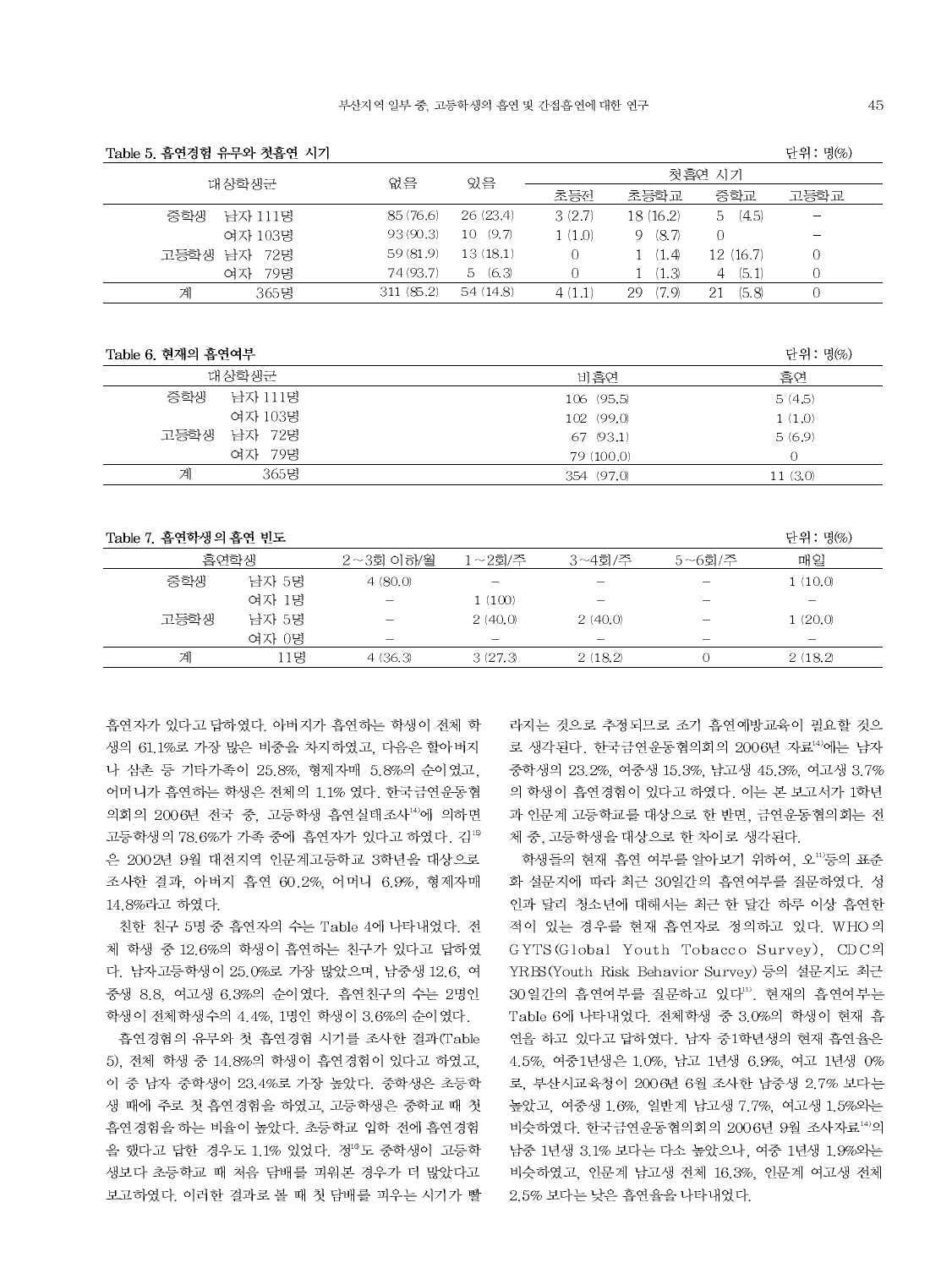Table 5. 흡연경험 유무와 첫흡연 시기

단위 : 명(%)

| 대상학생군 | | 없음 | 있음 | 첫흡연 시기 | | | |
|---|---|---|---|---|---|---|---|
| | | | | 초등전 | 초등학교 | 중학교 | 고등학교 |
| 중학생 | 남자 111명 | 85 (76.6) | 26 (23.4) | 3 (2.7) | 18 (16.2) | 5 (4.5) | – |
| | 여자 103명 | 93 (90.3) | 10 (9.7) | 1 (1.0) | 9 (8.7) | 0 | – |
| 고등학생 | 남자 72명 | 59 (81.9) | 13 (18.1) | 0 | 1 (1.4) | 12 (16.7) | 0 |
| | 여자 79명 | 74 (93.7) | 5 (6.3) | 0 | 1 (1.3) | 4 (5.1) | 0 |
| 계 | 365명 | 311 (85.2) | 54 (14.8) | 4 (1.1) | 29 (7.9) | 21 (5.8) | 0 |

Table 6. 현재의 흡연여부

단위 : 명(%)

| 대상학생군 | | 비흡연 | 흡연 |
|---|---|---|---|
| 중학생 | 남자 111명 | 106 (95.5) | 5 (4.5) |
| | 여자 103명 | 102 (99.0) | 1 (1.0) |
| 고등학생 | 남자 72명 | 67 (93.1) | 5 (6.9) |
| | 여자 79명 | 79 (100.0) | 0 |
| 계 | 365명 | 354 (97.0) | 11 (3.0) |

Table 7. 흡연학생의 흡연 빈도

단위 : 명(%)

| 흡연학생 | | 2~3회 이하/월 | 1~2회/주 | 3~4회/주 | 5~6회/주 | 매일 |
|---|---|---|---|---|---|---|
| 중학생 | 남자 5명 | 4 (80.0) | – | – | – | 1 (10.0) |
| | 여자 1명 | – | 1 (100) | – | – | – |
| 고등학생 | 남자 5명 | – | 2 (40.0) | 2 (40.0) | – | 1 (20.0) |
| | 여자 0명 | – | – | – | – | – |
| 계 | 11명 | 4 (36.3) | 3 (27.3) | 2 (18.2) | 0 | 2 (18.2) |

흡연자가 있다고 답하였다. 아버지가 흡연하는 학생이 전체 학생의 61.1%로 가장 많은 비중을 차지하였고, 다음은 할아버지나 삼촌 등 기타가족이 25.8%, 형제자매 5.8%의 순이였고, 어머니가 흡연하는 학생은 전체의 1.1% 였다. 한국금연운동협의회의 2006년 전국 중, 고등학생 흡연실태조사[14]에 의하면 고등학생의 78.6%가 가족 중에 흡연자가 있다고 하였다. 김[15]은 2002년 9월 대전지역 인문계고등학교 3학년을 대상으로 조사한 결과, 아버지 흡연 60.2%, 어머니 6.9%, 형제자매 14.8%라고 하였다.

친한 친구 5명 중 흡연자의 수는 Table 4에 나타내었다. 전체 학생 중 12.6%의 학생이 흡연하는 친구가 있다고 답하였다. 남자고등학생이 25.0%로 가장 많았으며, 남중생 12.6, 여중생 8.8, 여고생 6.3%의 순이였다. 흡연친구의 수는 2명인 학생이 전체학생수의 4.4%, 1명인 학생이 3.6%의 순이였다.

흡연경험의 유무와 첫 흡연경험 시기를 조사한 결과(Table 5), 전체 학생 중 14.8%의 학생이 흡연경험이 있다고 하였고, 이 중 남자 중학생이 23.4%로 가장 높았다. 중학생은 초등학생 때에 주로 첫 흡연경험을 하였고, 고등학생은 중학교 때 첫 흡연경험을 하는 비율이 높았다. 초등학교 입학 전에 흡연경험을 했다고 답한 경우도 1.1% 있었다. 정[13]도 중학생이 고등학생보다 초등학교 때 처음 담배를 피워본 경우가 더 많았다고 보고하였다. 이러한 결과로 볼 때 첫 담배를 피우는 시기가 빨라지는 것으로 추정되므로 조기 흡연예방교육이 필요할 것으로 생각된다. 한국금연운동협의회의 2006년 자료[14]에는 남자 중학생의 23.2%, 여중생 15.3%, 남고생 45.3%, 여고생 3.7%의 학생이 흡연경험이 있다고 하였다. 이는 본 보고서가 1학년과 인문계 고등학교를 대상으로 한 반면, 금연운동협의회는 전체 중, 고등학생을 대상으로 한 차이로 생각된다.

학생들의 현재 흡연 여부를 알아보기 위하여, 오[11]등의 표준화 설문지에 따라 최근 30일간의 흡연여부를 질문하였다. 성인과 달리 청소년에 대해서는 최근 한 달간 하루 이상 흡연한 적이 있는 경우를 현재 흡연자로 정의하고 있다. WHO의 GYTS(Global Youth Tobacco Survey), CDC의 YRBS(Youth Risk Behavior Survey) 등의 설문지도 최근 30일간의 흡연여부를 질문하고 있다[11]. 현재의 흡연여부는 Table 6에 나타내었다. 전체학생 중 3.0%의 학생이 현재 흡연을 하고 있다고 답하였다. 남자 중1학년생의 현재 흡연율은 4.5%, 여중1년생은 1.0%, 남고 1년생 6.9%, 여고 1년생 0%로, 부산시교육청이 2006년 6월 조사한 남중생 2.7% 보다는 높았고, 여중생 1.6%, 일반계 남고생 7.7%, 여고생 1.5%와는 비슷하였다. 한국금연운동협의회의 2006년 9월 조사자료[14]의 남중 1년생 3.1% 보다는 다소 높았으나, 여중 1년생 1.9%와는 비슷하였고, 인문계 남고생 전체 16.3%, 인문계 여고생 전체 2.5% 보다는 낮은 흡연율을 나타내었다.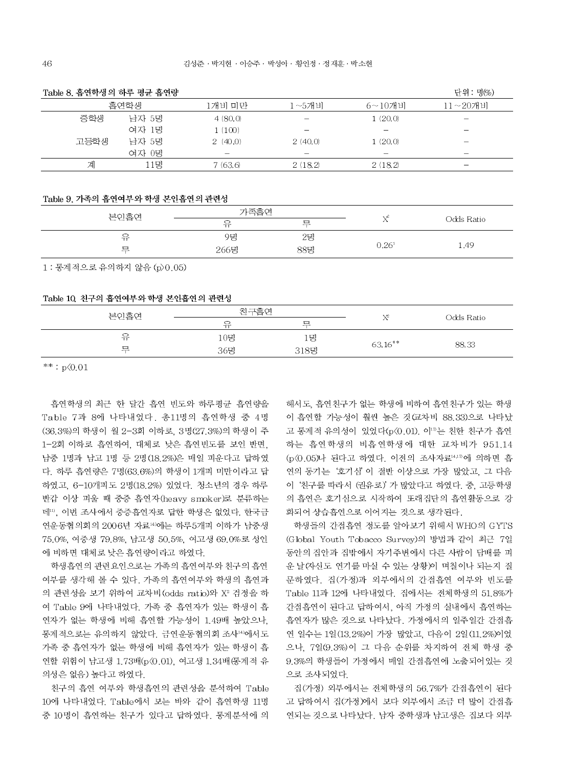Table 8. 흡연학생의 하루 평균 흡연량

단위 : 명(%)

| 흡연학생 | | 1개비 미만 | 1～5개비 | 6～10개비 | 11～20개비 |
|---|---|---|---|---|---|
| 중학생 | 남자 5명 | 4 (80.0) | – | 1 (20.0) | – |
| | 여자 1명 | 1 (100) | – | – | – |
| 고등학생 | 남자 5명 | 2 (40.0) | 2 (40.0) | 1 (20.0) | – |
| | 여자 0명 | – | – | – | – |
| 계 | 11명 | 7 (63.6) | 2 (18.2) | 2 (18.2) | – |

Table 9. 가족의 흡연여부와 학생 본인흡연의 관련성

| 본인흡연 | 가족흡연 | | $X^2$ | Odds Ratio |
|---|---|---|---|---|
| | 유 | 무 | | |
| 유 | 9명 | 2명 | $0.26^1$ | 1.49 |
| 무 | 266명 | 88명 | | |

1 : 통계적으로 유의하지 않음 ($p>0.05$)

Table 10. 친구의 흡연여부와 학생 본인흡연의 관련성

| 본인흡연 | 친구흡연 | | $X^2$ | Odds Ratio |
|---|---|---|---|---|
| | 유 | 무 | | |
| 유 | 10명 | 1명 | $63.16^{**}$ | 88.33 |
| 무 | 36명 | 318명 | | |

** : $p<0.01$

흡연학생의 최근 한 달간 흡연 빈도와 하루평균 흡연량을 Table 7과 8에 나타내었다. 총11명의 흡연학생 중 4명(36.3%)의 학생이 월 2-3회 이하로, 3명(27.3%)의 학생이 주 1-2회 이하로 흡연하여, 대체로 낮은 흡연빈도를 보인 반면, 남중 1명과 남고 1명 등 2명(18.2%)은 매일 피운다고 답하였다. 하루 흡연량은 7명(63.6%)의 학생이 1개피 미만이라고 답하였고, 6-10개피도 2명(18.2%) 있었다. 청소년의 경우 하루 반갑 이상 피울 때 중증 흡연자(heavy smoker)로 분류하는데[11], 이번 조사에서 중증흡연자로 답한 학생은 없었다. 한국금연운동협의회의 2006년 자료[14]에는 하루5개피 이하가 남중생 75.0%, 여중생 79.8%, 남고생 50.5%, 여고생 69.0%로 성인에 비하면 대체로 낮은 흡연량이라고 하였다.

학생흡연의 관련요인으로는 가족의 흡연여부와 친구의 흡연여부를 생각해 볼 수 있다. 가족의 흡연여부와 학생의 흡연과의 관련성을 보기 위하여 교차비(odds ratio)와 $X^2$ 검정을 하여 Table 9에 나타내었다. 가족 중 흡연자가 있는 학생이 흡연자가 없는 학생에 비해 흡연할 가능성이 1.49배 높았으나, 통계적으로는 유의하지 않았다. 금연운동협의회 조사[14]에서도 가족 중 흡연자가 없는 학생에 비해 흡연자가 있는 학생이 흡연할 위험이 남고생 1.73배($p<0.01$), 여고생 1.34배(통계적 유의성은 없음) 높다고 하였다.

친구의 흡연 여부와 학생흡연의 관련성을 분석하여 Table 10에 나타내었다. Table에서 보는 바와 같이 흡연학생 11명 중 10명이 흡연하는 친구가 있다고 답하였다. 통계분석에 의해서도, 흡연친구가 없는 학생에 비하여 흡연친구가 있는 학생이 흡연할 가능성이 훨씬 높은 것(교차비 88.33)으로 나타났고 통계적 유의성이 있었다($p<0.01$). 이[17]는 친한 친구가 흡연하는 흡연학생의 비흡연학생에 대한 교차비가 951.14($p<0.05$)나 된다고 하였다. 이전의 조사자료[14,17]에 의하면 흡연의 동기는 '호기심'이 절반 이상으로 가장 많았고, 그 다음이 '친구를 따라서 (권유로)'가 많았다고 하였다. 중, 고등학생의 흡연은 호기심으로 시작하여 또래집단의 흡연활동으로 강화되어 상습흡연으로 이어지는 것으로 생각된다.

학생들의 간접흡연 정도를 알아보기 위해서 WHO의 GYTS(Global Youth Tobacco Survey)의 방법과 같이 최근 7일 동안의 집안과 집밖에서 자기주변에서 다른 사람이 담배를 피운 날(자신도 연기를 마실 수 있는 상황)이 며칠이나 되는지 질문하였다. 집(가정)과 외부에서의 간접흡연 여부와 빈도를 Table 11과 12에 나타내었다. 집에서는 전체학생의 51.8%가 간접흡연이 된다고 답하여서, 아직 가정의 실내에서 흡연하는 흡연자가 많은 것으로 나타났다. 가정에서의 일주일간 간접흡연 일수는 1일(13.2%)이 가장 많았고, 다음이 2일(11.2%)이었으나, 7일(9.3%)이 그 다음 순위를 차지하여 전체 학생 중 9.3%의 학생들이 가정에서 매일 간접흡연에 노출되어있는 것으로 조사되었다.

집(가정) 외부에서는 전체학생의 56.7%가 간접흡연이 된다고 답하여서 집(가정)에서 보다 외부에서 조금 더 많이 간접흡연되는 것으로 나타났다. 남자 중학생과 남고생은 집보다 외부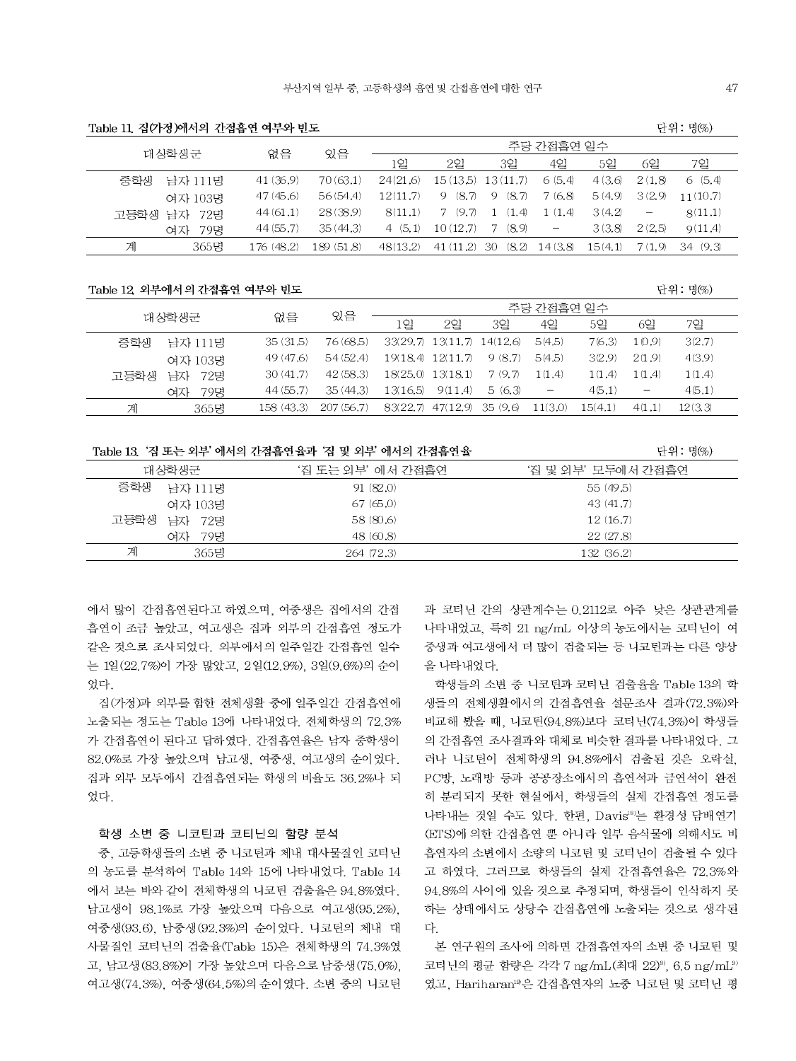Table 11. 집(가정)에서의 간접흡연 여부와 빈도

단위 : 명(%)

| 대상학생군 | | 없음 | 있음 | 주당 간접흡연 일수 | | | | | | |
|---|---|---|---|---|---|---|---|---|---|---|
| | | | | 1일 | 2일 | 3일 | 4일 | 5일 | 6일 | 7일 |
| 중학생 | 남자 111명 | 41 (36.9) | 70 (63.1) | 24(21.6) | 15 (13.5) | 13 (11.7) | 6 (5.4) | 4 (3.6) | 2 (1.8) | 6 (5.4) |
| | 여자 103명 | 47 (45.6) | 56 (54.4) | 12(11.7) | 9 (8.7) | 9 (8.7) | 7 (6.8) | 5 (4.9) | 3 (2.9) | 11 (10.7) |
| 고등학생 | 남자 72명 | 44 (61.1) | 28 (38.9) | 8(11.1) | 7 (9.7) | 1 (1.4) | 1 (1.4) | 3 (4.2) | – | 8(11.1) |
| | 여자 79명 | 44 (55.7) | 35 (44.3) | 4 (5.1) | 10 (12.7) | 7 (8.9) | – | 3 (3.8) | 2 (2.5) | 9(11.4) |
| 계 | 365명 | 176 (48.2) | 189 (51.8) | 48(13.2) | 41 (11.2) | 30 (8.2) | 14 (3.8) | 15 (4.1) | 7 (1.9) | 34 (9.3) |

Table 12. 외부에서의 간접흡연 여부와 빈도

단위 : 명(%)

| 대상학생군 | | 없음 | 있음 | 주당 간접흡연 일수 | | | | | | |
|---|---|---|---|---|---|---|---|---|---|---|
| | | | | 1일 | 2일 | 3일 | 4일 | 5일 | 6일 | 7일 |
| 중학생 | 남자 111명 | 35 (31.5) | 76 (68.5) | 33(29.7) | 13(11.7) | 14(12.6) | 5(4.5) | 7(6.3) | 1(0.9) | 3(2.7) |
| | 여자 103명 | 49 (47.6) | 54 (52.4) | 19(18.4) | 12(11.7) | 9 (8.7) | 5(4.5) | 3(2.9) | 2(1.9) | 4(3.9) |
| 고등학생 | 남자 72명 | 30 (41.7) | 42 (58.3) | 18(25.0) | 13(18.1) | 7 (9.7) | 1(1.4) | 1(1.4) | 1(1.4) | 1(1.4) |
| | 여자 79명 | 44 (55.7) | 35 (44.3) | 13(16.5) | 9(11.4) | 5 (6.3) | – | 4(5.1) | – | 4(5.1) |
| 계 | 365명 | 158 (43.3) | 207 (56.7) | 83(22.7) | 47(12.9) | 35 (9.6) | 11(3.0) | 15(4.1) | 4(1.1) | 12(3.3) |

Table 13. '집 또는 외부'에서의 간접흡연율과 '집 및 외부'에서의 간접흡연율

단위 : 명(%)

| 대상학생군 | | '집 또는 외부' 에서 간접흡연 | '집 및 외부' 모두에서 간접흡연 |
|---|---|---|---|
| 중학생 | 남자 111명 | 91 (82.0) | 55 (49.5) |
| | 여자 103명 | 67 (65.0) | 43 (41.7) |
| 고등학생 | 남자 72명 | 58 (80.6) | 12 (16.7) |
| | 여자 79명 | 48 (60.8) | 22 (27.8) |
| 계 | 365명 | 264 (72.3) | 132 (36.2) |

에서 많이 간접흡연된다고 하였으며, 여중생은 집에서의 간접흡연이 조금 높았고, 여고생은 집과 외부의 간접흡연 정도가 같은 것으로 조사되었다. 외부에서의 일주일간 간접흡연 일수는 1일(22.7%)이 가장 많았고, 2일(12.9%), 3일(9.6%)의 순이었다.

집(가정)과 외부를 합한 전체생활 중에 일주일간 간접흡연에 노출되는 정도는 Table 13에 나타내었다. 전체학생의 72.3%가 간접흡연이 된다고 답하였다. 간접흡연율은 남자 중학생이 82.0%로 가장 높았으며 남고생, 여중생, 여고생의 순이었다. 집과 외부 모두에서 간접흡연되는 학생의 비율도 36.2%나 되었다.

### 학생 소변 중 니코틴과 코티닌의 함량 분석

중, 고등학생들의 소변 중 니코틴과 체내 대사물질인 코티닌의 농도를 분석하여 Table 14와 15에 나타내었다. Table 14에서 보는 바와 같이 전체학생의 니코틴 검출율은 94.8%였다. 남고생이 98.1%로 가장 높았으며 다음으로 여고생(95.2%), 여중생(93.6), 남중생(92.3%)의 순이었다. 니코틴의 체내 대사물질인 코티닌의 검출율(Table 15)은 전체학생의 74.3%였고, 남고생(83.8%)이 가장 높았으며 다음으로 남중생(75.0%), 여고생(74.3%), 여중생(64.5%)의 순이었다. 소변 중의 니코틴과 코티닌 간의 상관계수는 0.2112로 아주 낮은 상관관계를 나타내었고, 특히 21 ng/mL 이상의 농도에서는 코티닌이 여중생과 여고생에서 더 많이 검출되는 등 니코틴과는 다른 양상을 나타내었다.

학생들의 소변 중 니코틴과 코티닌 검출율을 Table 13의 학생들의 전체생활에서의 간접흡연율 설문조사 결과(72.3%)와 비교해 봤을 때, 니코틴(94.8%)보다 코티닌(74.3%)이 학생들의 간접흡연 조사결과와 대체로 비슷한 결과를 나타내었다. 그러나 니코틴이 전체학생의 94.8%에서 검출된 것은 오락실, PC방, 노래방 등과 공공장소에서의 흡연석과 금연석이 완전히 분리되지 못한 현실에서, 학생들의 실제 간접흡연 정도를 나타내는 것일 수도 있다. 한편, Davis[18]는 환경성 담배연기(ETS)에 의한 간접흡연 뿐 아니라 일부 음식물에 의해서도 비흡연자의 소변에서 소량의 니코틴 및 코티닌이 검출될 수 있다고 하였다. 그러므로 학생들의 실제 간접흡연율은 72.3%와 94.8%의 사이에 있을 것으로 추정되며, 학생들이 인식하지 못하는 상태에서도 상당수 간접흡연에 노출되는 것으로 생각된다.

본 연구원의 조사에 의하면 간접흡연자의 소변 중 니코틴 및 코티닌의 평균 함량은 각각 7 ng/mL(최대 22)[8], 6.5 ng/mL[9]였고, Hariharan[19]은 간접흡연자의 뇨중 니코틴 및 코티닌 평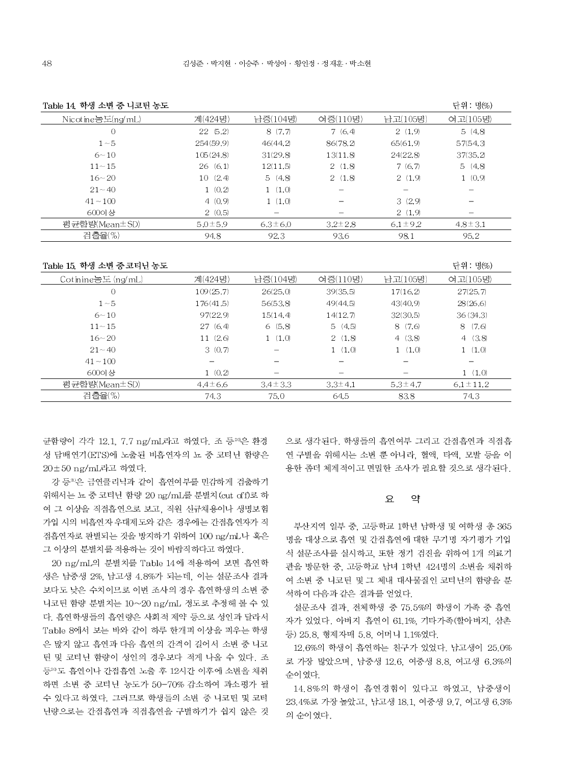**Table 14. 학생 소변 중 니코틴 농도**

단위 : 명(%)

| Nicotine농도(ng/mL) | 계(424명) | 남중(104명) | 여중(110명) | 남고(105명) | 여고(105명) |
|---|---|---|---|---|---|
| 0 | 22 (5.2) | 8 (7.7) | 7 (6.4) | 2 (1.9) | 5 (4.8) |
| 1～5 | 254(59.9) | 46(44.2) | 86(78.2) | 65(61.9) | 57(54.3) |
| 6～10 | 105(24.8) | 31(29.8) | 13(11.8) | 24(22.8) | 37(35.2) |
| 11～15 | 26 (6.1) | 12(11.5) | 2 (1.8) | 7 (6.7) | 5 (4.8) |
| 16～20 | 10 (2.4) | 5 (4.8) | 2 (1.8) | 2 (1.9) | 1 (0.9) |
| 21～40 | 1 (0.2) | 1 (1.0) | − | − | − |
| 41～100 | 4 (0.9) | 1 (1.0) | − | 3 (2.9) | − |
| 600이상 | 2 (0.5) | − | − | 2 (1.9) | − |
| 평균함량(Mean±SD) | 5.0±5.9 | 6.3±6.0 | 3.2±2.8 | 6.1±9.2 | 4.8±3.1 |
| 검출율(%) | 94.8 | 92.3 | 93.6 | 98.1 | 95.2 |

**Table 15. 학생 소변 중 코티닌 농도**

단위 : 명(%)

| Cotinine농도 (ng/mL) | 계(424명) | 남중(104명) | 여중(110명) | 남고(105명) | 여고(105명) |
|---|---|---|---|---|---|
| 0 | 109(25.7) | 26(25.0) | 39(35.5) | 17(16.2) | 27(25.7) |
| 1～5 | 176(41.5) | 56(53.8) | 49(44.5) | 43(40.9) | 28(26.6) |
| 6～10 | 97(22.9) | 15(14.4) | 14(12.7) | 32(30.5) | 36 (34.3) |
| 11～15 | 27 (6.4) | 6 (5.8) | 5 (4.5) | 8 (7.6) | 8 (7.6) |
| 16～20 | 11 (2.6) | 1 (1.0) | 2 (1.8) | 4 (3.8) | 4 (3.8) |
| 21～40 | 3 (0.7) | − | 1 (1.0) | 1 (1.0) | 1 (1.0) |
| 41～100 | − | − | − | − | − |
| 600이상 | 1 (0.2) | − | − | − | 1 (1.0) |
| 평균함량(Mean±SD) | 4.4±6.6 | 3.4±3.3 | 3.3±4.1 | 5.3±4.7 | 6.1±11.2 |
| 검출율(%) | 74.3 | 75.0 | 64.5 | 83.8 | 74.3 |

균함량이 각각 12.1, 7.7 ng/mL라고 하였다. 조 등[20]은 환경성 담배연기(ETS)에 노출된 비흡연자의 뇨 중 코티닌 함량은 20±50 ng/mL라고 하였다.

강 등[21]은 금연클리닉과 같이 흡연여부를 민감하게 검출하기 위해서는 뇨 중 코티닌 함량 20 ng/mL를 분별치(cut off)로 하여 그 이상을 직접흡연으로 보고, 직원 신규채용이나 생명보험 가입 시의 비흡연자 우대제도와 같은 경우에는 간접흡연자가 직접흡연자로 판별되는 것을 방지하기 위하여 100 ng/mL나 혹은 그 이상의 분별치를 적용하는 것이 바람직하다고 하였다.

20 ng/mL의 분별치를 Table 14에 적용하여 보면 흡연학생은 남중생 2%, 남고생 4.8%가 되는데, 이는 설문조사 결과보다도 낮은 수치이므로 이번 조사의 경우 흡연학생의 소변 중 니코틴 함량 분별치는 10～20 ng/mL 정도로 추정해 볼 수 있다. 흡연학생들의 흡연량은 사회적 제약 등으로 성인과 달라서 Table 8에서 보는 바와 같이 하루 한개피 이상을 피우는 학생은 많지 않고 흡연과 다음 흡연의 간격이 길어서 소변 중 니코틴 및 코티닌 함량이 성인의 경우보다 적게 나올 수 있다. 조 등[20]도 흡연이나 간접흡연 노출 후 12시간 이후에 소변을 채취하면 소변 중 코티닌 농도가 50-70% 감소하여 과소평가 될 수 있다고 하였다. 그러므로 학생들의 소변 중 니코틴 및 코티닌량으로는 간접흡연과 직접흡연을 구별하기가 쉽지 않은 것으로 생각된다. 학생들의 흡연여부 그리고 간접흡연과 직접흡연 구별을 위해서는 소변 뿐 아니라, 혈액, 타액, 모발 등을 이용한 좀더 체계적이고 면밀한 조사가 필요할 것으로 생각된다.

## 요 약

부산지역 일부 중, 고등학교 1학년 남학생 및 여학생 총 365명을 대상으로 흡연 및 간접흡연에 대한 무기명 자기평가 기입식 설문조사를 실시하고, 또한 정기 검진을 위하여 1개 의료기관을 방문한 중, 고등학교 남녀 1학년 424명의 소변을 채취하여 소변 중 니코틴 및 그 체내 대사물질인 코티닌의 함량을 분석하여 다음과 같은 결과를 얻었다.

설문조사 결과, 전체학생 중 75.5%의 학생이 가족 중 흡연자가 있었다. 아버지 흡연이 61.1%, 기타가족(할아버지, 삼촌 등) 25.8, 형제자매 5.8, 어머니 1.1%였다.

12.6%의 학생이 흡연하는 친구가 있었다. 남고생이 25.0%로 가장 많았으며, 남중생 12.6, 여중생 8.8, 여고생 6.3%의 순이였다.

14.8%의 학생이 흡연경험이 있다고 하였고, 남중생이 23.4%로 가장 높았고, 남고생 18.1, 여중생 9.7, 여고생 6.3%의 순이였다.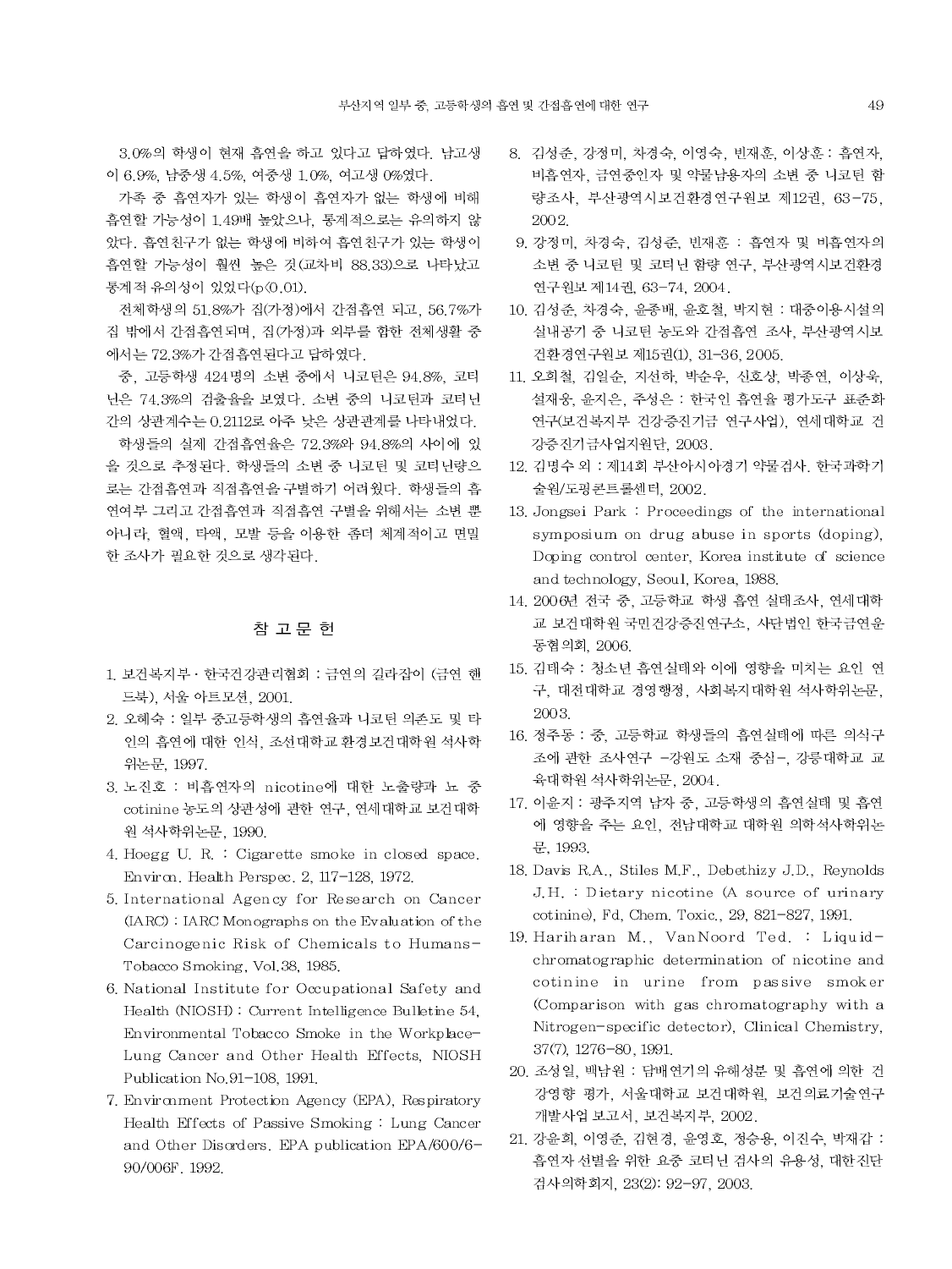3.0%의 학생이 현재 흡연을 하고 있다고 답하였다. 남고생이 6.9%, 남중생 4.5%, 여중생 1.0%, 여고생 0%였다.

가족 중 흡연자가 있는 학생이 흡연자가 없는 학생에 비해 흡연할 가능성이 1.49배 높았으나, 통계적으로는 유의하지 않았다. 흡연친구가 없는 학생에 비하여 흡연친구가 있는 학생이 흡연할 가능성이 훨씬 높은 것(교차비 88.33)으로 나타났고 통계적 유의성이 있었다(p<0.01).

전체학생의 51.8%가 집(가정)에서 간접흡연 되고, 56.7%가 집 밖에서 간접흡연되며, 집(가정)과 외부를 합한 전체생활 중에서는 72.3%가 간접흡연된다고 답하였다.

중, 고등학생 424명의 소변 중에서 니코틴은 94.8%, 코티닌은 74.3%의 검출율을 보였다. 소변 중의 니코틴과 코티닌 간의 상관계수는 0.2112로 아주 낮은 상관관계를 나타내었다.

학생들의 실제 간접흡연율은 72.3%와 94.8%의 사이에 있을 것으로 추정된다. 학생들의 소변 중 니코틴 및 코티닌량으로는 간접흡연과 직접흡연을 구별하기 어려웠다. 학생들의 흡연여부 그리고 간접흡연과 직접흡연 구별을 위해서는 소변 뿐 아니라, 혈액, 타액, 모발 등을 이용한 좀더 체계적이고 면밀한 조사가 필요한 것으로 생각된다.

## 참 고 문 헌

1. 보건복지부 · 한국건강관리협회 : 금연의 길라잡이 (금연 핸드북), 서울 아트모션, 2001.
2. 오혜숙 : 일부 중고등학생의 흡연율과 니코틴 의존도 및 타인의 흡연에 대한 인식, 조선대학교 환경보건대학원 석사학위논문, 1997.
3. 노진호 : 비흡연자의 nicotine에 대한 노출량과 뇨 중 cotinine 농도의 상관성에 관한 연구, 연세대학교 보건대학원 석사학위논문, 1990.
4. Hoegg U. R. : Cigarette smoke in closed space. Environ. Health Perspec. 2, 117-128, 1972.
5. International Agency for Research on Cancer (IARC) : IARC Monographs on the Evaluation of the Carcinogenic Risk of Chemicals to Humans-Tobacco Smoking, Vol.38, 1985.
6. National Institute for Occupational Safety and Health (NIOSH) : Current Intelligence Bulletine 54, Environmental Tobacco Smoke in the Workplace-Lung Cancer and Other Health Effects, NIOSH Publication No.91-108, 1991.
7. Environment Protection Agency (EPA), Respiratory Health Effects of Passive Smoking : Lung Cancer and Other Disorders. EPA publication EPA/600/6-90/006F. 1992.
8. 김성준, 강정미, 차경숙, 이영숙, 빈재훈, 이상훈 : 흡연자, 비흡연자, 금연중인자 및 약물남용자의 소변 중 니코틴 함량조사, 부산광역시보건환경연구원보 제12권, 63-75, 2002.
9. 강정미, 차경숙, 김성준, 빈재훈 : 흡연자 및 비흡연자의 소변 중 니코틴 및 코티닌 함량 연구, 부산광역시보건환경연구원보 제14권, 63-74, 2004.
10. 김성준, 차경숙, 윤종배, 윤호철, 박지현 : 대중이용시설의 실내공기 중 니코틴 농도와 간접흡연 조사, 부산광역시보건환경연구원보 제15권(1), 31-36, 2005.
11. 오희철, 김일순, 지선하, 박순우, 신호상, 박종연, 이상욱, 설재웅, 윤지은, 주성은 : 한국인 흡연율 평가도구 표준화 연구(보건복지부 건강증진기금 연구사업), 연세대학교 건강증진기금사업지원단, 2003.
12. 김명수 외 : 제14회 부산아시아경기 약물검사. 한국과학기술원/도핑콘트롤센터, 2002.
13. Jongsei Park : Proceedings of the international symposium on drug abuse in sports (doping), Doping control center, Korea institute of science and technology, Seoul, Korea, 1988.
14. 2006년 전국 중, 고등학교 학생 흡연 실태조사, 연세대학교 보건대학원 국민건강증진연구소, 사단법인 한국금연운동협의회, 2006.
15. 김태숙 : 청소년 흡연실태와 이에 영향을 미치는 요인 연구, 대전대학교 경영행정, 사회복지대학원 석사학위논문, 2003.
16. 정주동 : 중, 고등학교 학생들의 흡연실태에 따른 의식구조에 관한 조사연구 -강원도 소재 중심-, 강릉대학교 교육대학원 석사학위논문, 2004.
17. 이윤지 : 광주지역 남자 중, 고등학생의 흡연실태 및 흡연에 영향을 주는 요인, 전남대학교 대학원 의학석사학위논문, 1993.
18. Davis R.A., Stiles M.F., Debethizy J.D., Reynolds J.H. : Dietary nicotine (A source of urinary cotinine), Fd, Chem. Toxic., 29, 821-827, 1991.
19. Hariharan M., VanNoord Ted. : Liquid-chromatographic determination of nicotine and cotinine in urine from passive smoker (Comparison with gas chromatography with a Nitrogen-specific detector), Clinical Chemistry, 37(7), 1276-80, 1991.
20. 조성일, 백남원 : 담배연기의 유해성분 및 흡연에 의한 건강영향 평가, 서울대학교 보건대학원, 보건의료기술연구개발사업 보고서, 보건복지부, 2002.
21. 강윤희, 이영준, 김현경, 윤영호, 정승용, 이진수, 박재갑 : 흡연자 선별을 위한 요중 코티닌 검사의 유용성, 대한진단검사의학회지, 23(2): 92-97, 2003.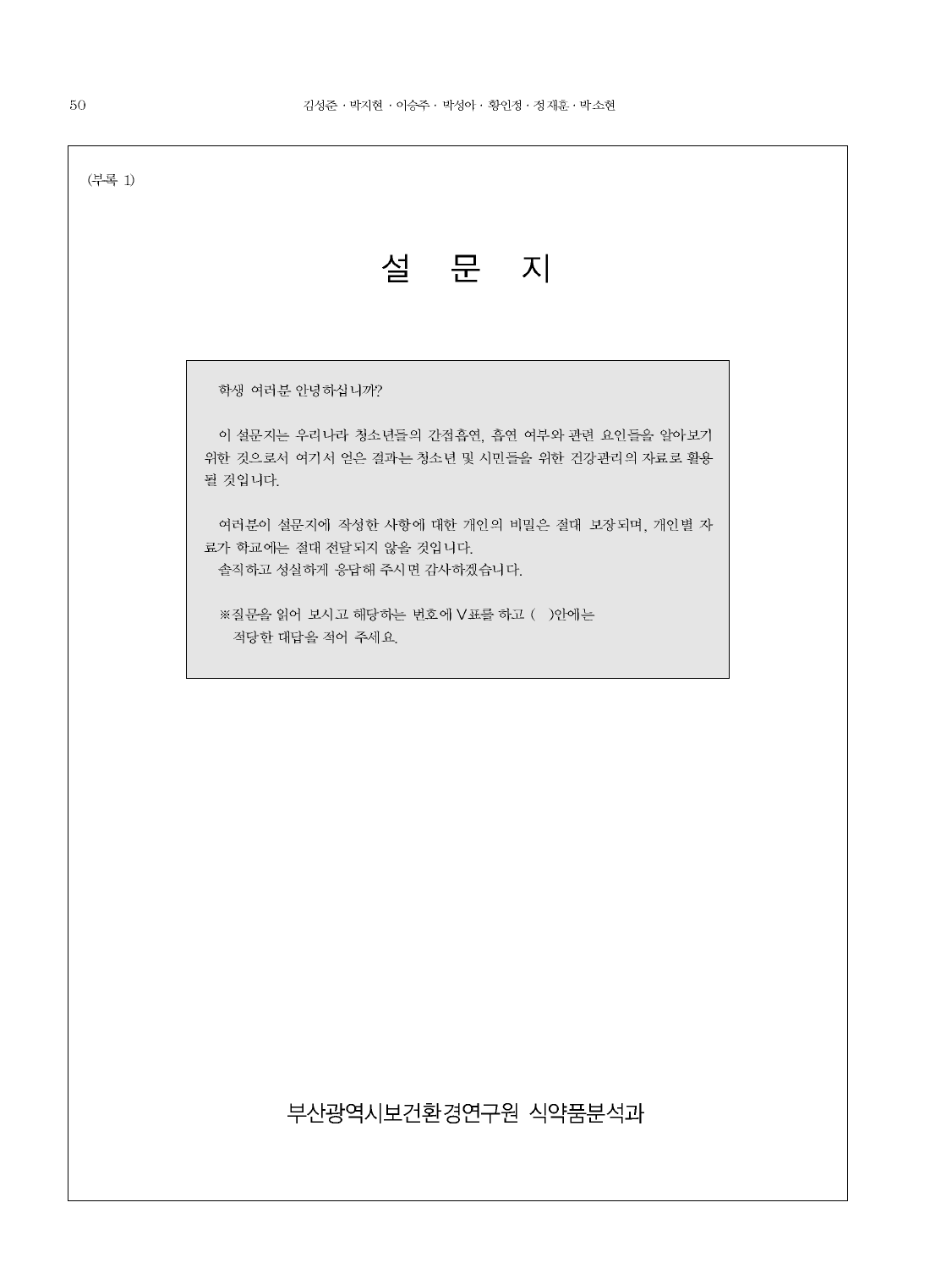(부록 1)

# 설 문 지

학생 여러분 안녕하십니까?

이 설문지는 우리나라 청소년들의 간접흡연, 흡연 여부와 관련 요인들을 알아보기 위한 것으로서 여기서 얻은 결과는 청소년 및 시민들을 위한 건강관리의 자료로 활용될 것입니다.

여러분이 설문지에 작성한 사항에 대한 개인의 비밀은 절대 보장되며, 개인별 자료가 학교에는 절대 전달되지 않을 것입니다.
솔직하고 성실하게 응답해 주시면 감사하겠습니다.

※질문을 읽어 보시고 해당하는 번호에 V표를 하고 ( )안에는 적당한 대답을 적어 주세요.

부산광역시보건환경연구원 식약품분석과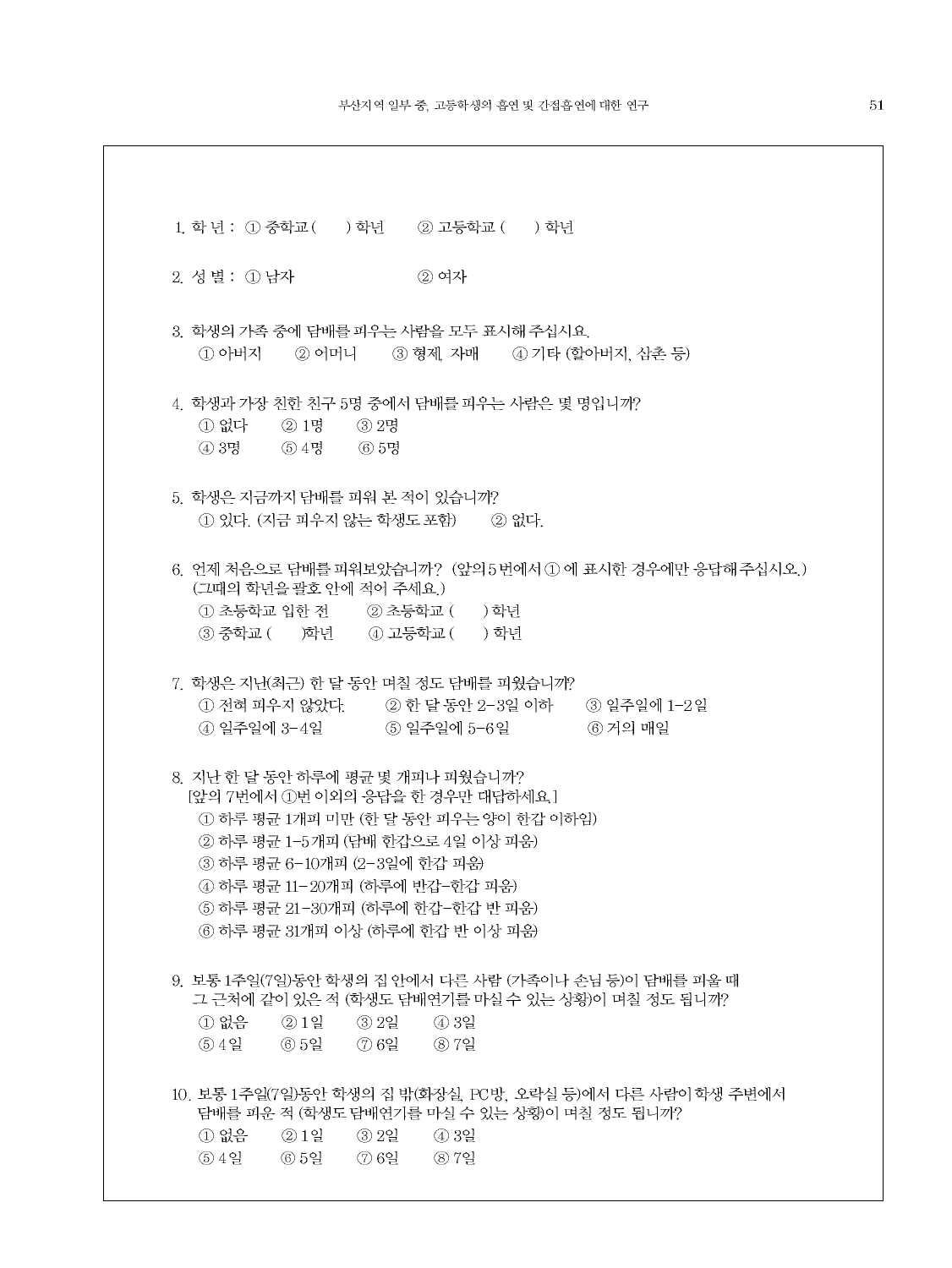1. 학 년 : ① 중학교 (　　) 학년　　② 고등학교 (　　) 학년

2. 성 별 : ① 남자　　② 여자

3. 학생의 가족 중에 담배를 피우는 사람을 모두 표시해 주십시요.
   ① 아버지　　② 어머니　　③ 형제, 자매　　④ 기타 (할아버지, 삼촌 등)

4. 학생과 가장 친한 친구 5명 중에서 담배를 피우는 사람은 몇 명입니까?
   ① 없다　　② 1명　　③ 2명
   ④ 3명　　⑤ 4명　　⑥ 5명

5. 학생은 지금까지 담배를 피워 본 적이 있습니까?
   ① 있다. (지금 피우지 않는 학생도 포함)　　② 없다.

6. 언제 처음으로 담배를 피워보았습니까? (앞의 5번에서 ① 에 표시한 경우에만 응답해 주십시오.)
   (그때의 학년을 괄호 안에 적어 주세요.)
   ① 초등학교 입학 전　　② 초등학교 (　　) 학년
   ③ 중학교 (　　)학년　　④ 고등학교 (　　) 학년

7. 학생은 지난(최근) 한 달 동안 며칠 정도 담배를 피웠습니까?
   ① 전혀 피우지 않았다.　　② 한 달 동안 2-3일 이하　　③ 일주일에 1-2일
   ④ 일주일에 3-4일　　⑤ 일주일에 5-6일　　⑥ 거의 매일

8. 지난 한 달 동안 하루에 평균 몇 개피나 피웠습니까?
   [앞의 7번에서 ①번 이외의 응답을 한 경우만 대답하세요.]
   ① 하루 평균 1개피 미만 (한 달 동안 피우는 양이 한갑 이하임)
   ② 하루 평균 1-5개피 (담배 한갑으로 4일 이상 피움)
   ③ 하루 평균 6-10개피 (2-3일에 한갑 피움)
   ④ 하루 평균 11-20개피 (하루에 반갑-한갑 피움)
   ⑤ 하루 평균 21-30개피 (하루에 한갑-한갑 반 피움)
   ⑥ 하루 평균 31개피 이상 (하루에 한갑 반 이상 피움)

9. 보통 1주일(7일)동안 학생의 집 안에서 다른 사람 (가족이나 손님 등)이 담배를 피울 때
   그 근처에 같이 있은 적 (학생도 담배연기를 마실 수 있는 상황)이 며칠 정도 됩니까?
   ① 없음　　② 1일　　③ 2일　　④ 3일
   ⑤ 4일　　⑥ 5일　　⑦ 6일　　⑧ 7일

10. 보통 1주일(7일)동안 학생의 집 밖(화장실, PC방, 오락실 등)에서 다른 사람이 학생 주변에서
    담배를 피운 적 (학생도 담배연기를 마실 수 있는 상황)이 며칠 정도 됩니까?
    ① 없음　　② 1일　　③ 2일　　④ 3일
    ⑤ 4일　　⑥ 5일　　⑦ 6일　　⑧ 7일